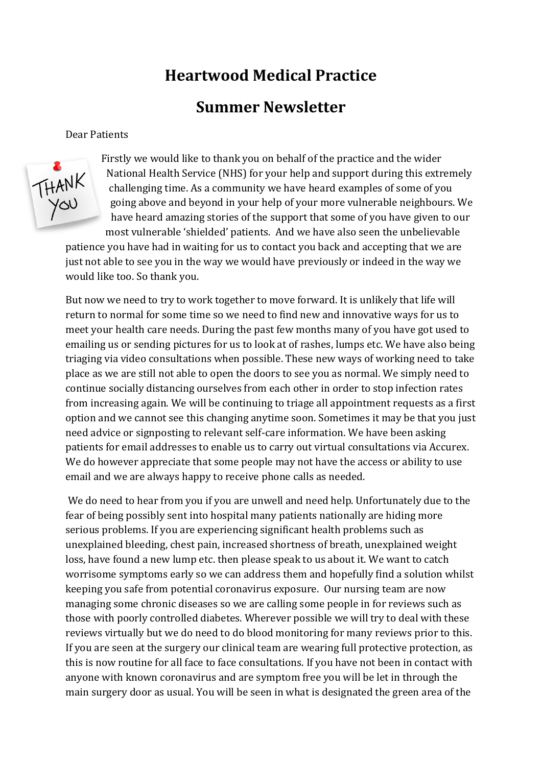# Heartwood Medical Practice

## Summer Newsletter

Dear Patients

Firstly we would like to thank you on behalf of the practice and the wider National Health Service (NHS) for your help and support during this extremely challenging time. As a community we have heard examples of some of you going above and beyond in your help of your more vulnerable neighbours. We have heard amazing stories of the support that some of you have given to our most vulnerable 'shielded' patients. And we have also seen the unbelievable patience you have had in waiting for us to contact you back and accepting that we are just not able to see you in the way we would have previously or indeed in the way we would like too. So thank you.

But now we need to try to work together to move forward. It is unlikely that life will return to normal for some time so we need to find new and innovative ways for us to meet your health care needs. During the past few months many of you have got used to emailing us or sending pictures for us to look at of rashes, lumps etc. We have also being triaging via video consultations when possible. These new ways of working need to take place as we are still not able to open the doors to see you as normal. We simply need to continue socially distancing ourselves from each other in order to stop infection rates from increasing again. We will be continuing to triage all appointment requests as a first option and we cannot see this changing anytime soon. Sometimes it may be that you just need advice or signposting to relevant self-care information. We have been asking patients for email addresses to enable us to carry out virtual consultations via Accurex. We do however appreciate that some people may not have the access or ability to use email and we are always happy to receive phone calls as needed.

We do need to hear from you if you are unwell and need help. Unfortunately due to the fear of being possibly sent into hospital many patients nationally are hiding more serious problems. If you are experiencing significant health problems such as unexplained bleeding, chest pain, increased shortness of breath, unexplained weight loss, have found a new lump etc. then please speak to us about it. We want to catch worrisome symptoms early so we can address them and hopefully find a solution whilst keeping you safe from potential coronavirus exposure. Our nursing team are now managing some chronic diseases so we are calling some people in for reviews such as those with poorly controlled diabetes. Wherever possible we will try to deal with these reviews virtually but we do need to do blood monitoring for many reviews prior to this. If you are seen at the surgery our clinical team are wearing full protective protection, as this is now routine for all face to face consultations. If you have not been in contact with anyone with known coronavirus and are symptom free you will be let in through the main surgery door as usual. You will be seen in what is designated the green area of the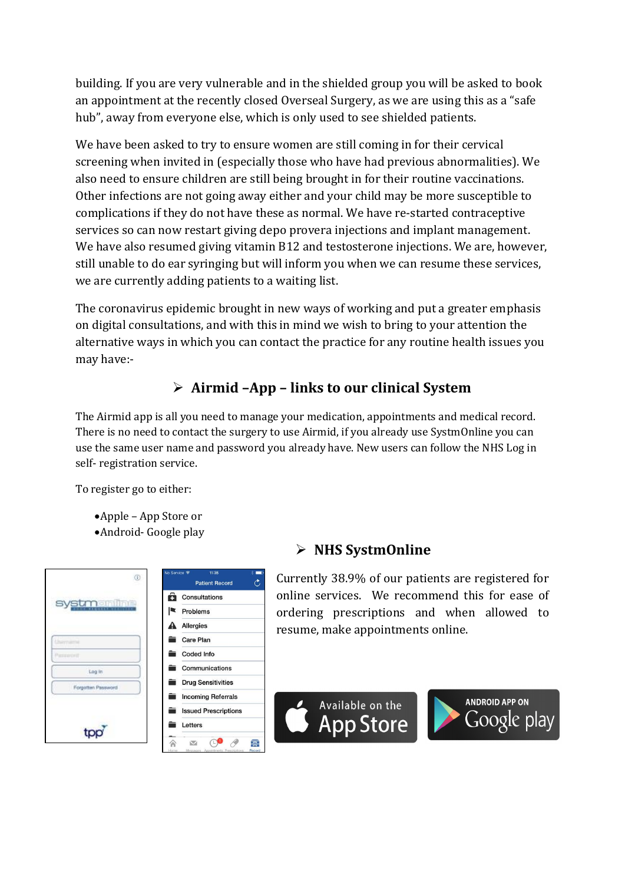building. If you are very vulnerable and in the shielded group you will be asked to book an appointment at the recently closed Overseal Surgery, as we are using this as a "safe hub", away from everyone else, which is only used to see shielded patients.

We have been asked to try to ensure women are still coming in for their cervical screening when invited in (especially those who have had previous abnormalities). We also need to ensure children are still being brought in for their routine vaccinations. Other infections are not going away either and your child may be more susceptible to complications if they do not have these as normal. We have re-started contraceptive services so can now restart giving depo provera injections and implant management. We have also resumed giving vitamin B12 and testosterone injections. We are, however, still unable to do ear syringing but will inform you when we can resume these services, we are currently adding patients to a waiting list.

The coronavirus epidemic brought in new ways of working and put a greater emphasis on digital consultations, and with this in mind we wish to bring to your attention the alternative ways in which you can contact the practice for any routine health issues you may have:-

## ➢ Airmid –App – links to our clinical System

The Airmid app is all you need to manage your medication, appointments and medical record. There is no need to contact the surgery to use Airmid, if you already use SystmOnline you can use the same user name and password you already have. New users can follow the NHS Log in self- registration service.

To register go to either:

- Apple – App Store or
- Android- Google play

## ➢ NHS SystmOnline

Currently 38.9% of our patients are registered for online services. We recommend this for ease of ordering prescriptions and when allowed to resume, make appointments online.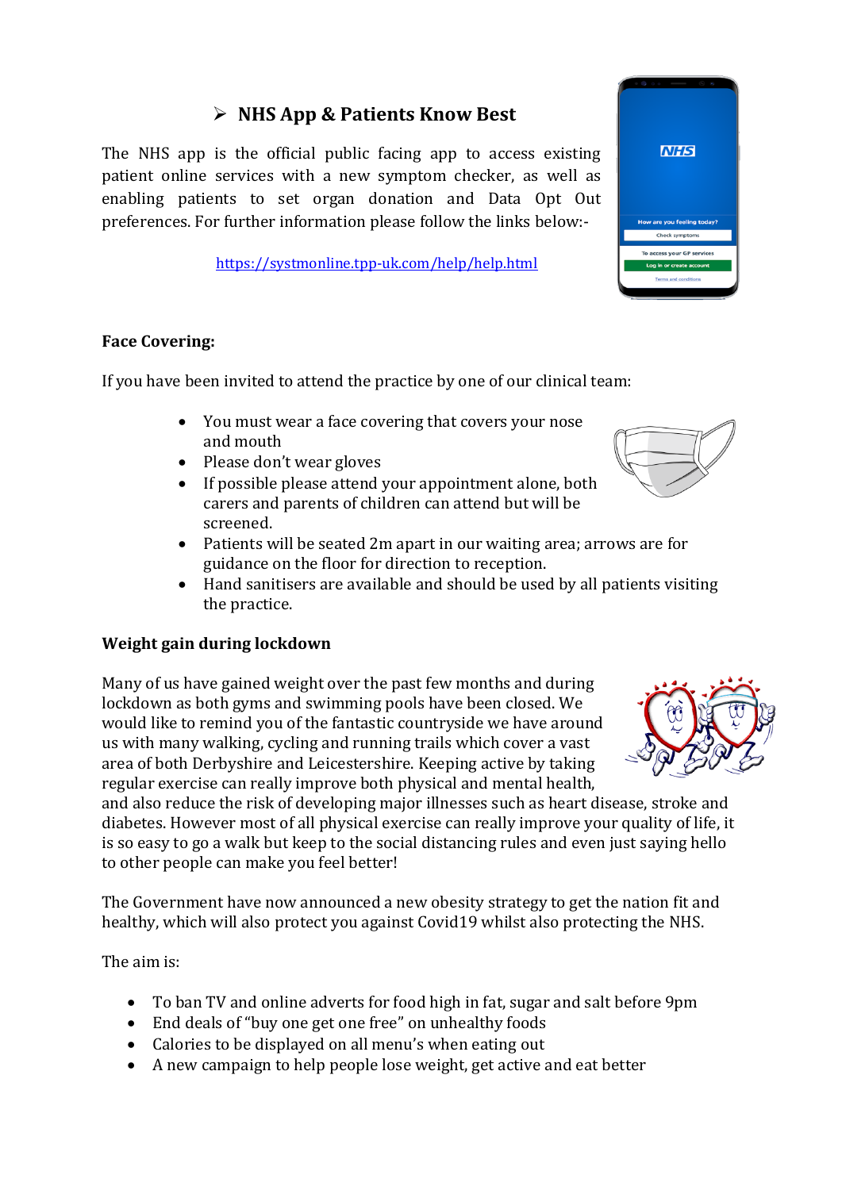## NHS App & Patients Know Best

The NHS app is the official public facing app to access existing patient online services with a new symptom checker, as well as enabling patients to set organ donation and Data Opt Out preferences. For further information please follow the links below:-

https://systmonline.tpp-uk.com/help/help.html

**Face Covering:**

If you have been invited to attend the practice by one of our clinical team:

- You must wear a face covering that covers your nose and mouth
- Please don't wear gloves
- If possible please attend your appointment alone, both carers and parents of children can attend but will be screened.
- Patients will be seated 2m apart in our waiting area; arrows are for guidance on the floor for direction to reception.
- Hand sanitisers are available and should be used by all patients visiting the practice.

**Weight gain during lockdown**

Many of us have gained weight over the past few months and during lockdown as both gyms and swimming pools have been closed. We would like to remind you of the fantastic countryside we have around us with many walking, cycling and running trails which cover a vast area of both Derbyshire and Leicestershire. Keeping active by taking regular exercise can really improve both physical and mental health, and also reduce the risk of developing major illnesses such as heart disease, stroke and diabetes. However most of all physical exercise can really improve your quality of life, it is so easy to go a walk but keep to the social distancing rules and even just saying hello to other people can make you feel better!

The Government have now announced a new obesity strategy to get the nation fit and healthy, which will also protect you against Covid19 whilst also protecting the NHS.

The aim is:

- To ban TV and online adverts for food high in fat, sugar and salt before 9pm
- End deals of "buy one get one free" on unhealthy foods
- Calories to be displayed on all menu's when eating out
- A new campaign to help people lose weight, get active and eat better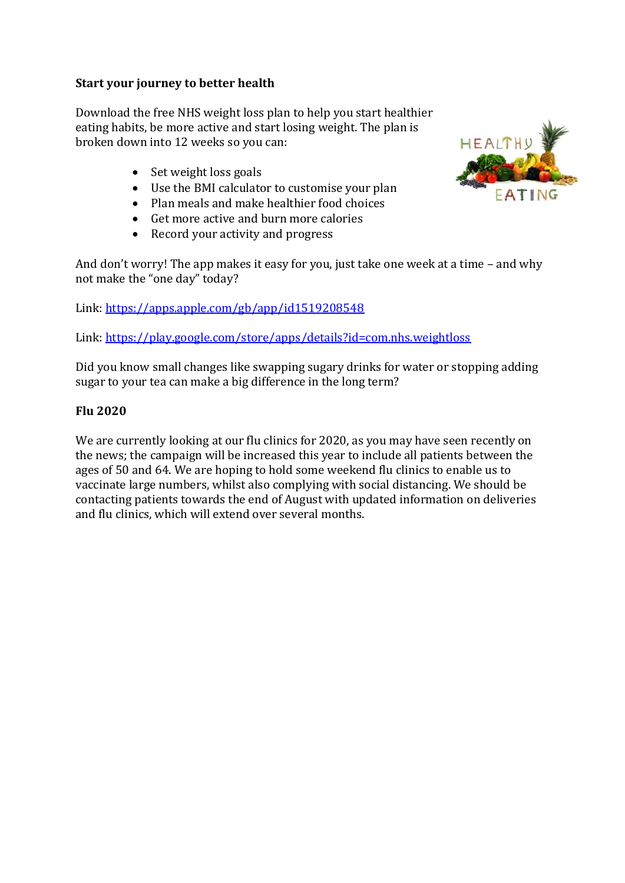**Start your journey to better health**

Download the free NHS weight loss plan to help you start healthier eating habits, be more active and start losing weight. The plan is broken down into 12 weeks so you can:

- Set weight loss goals
- Use the BMI calculator to customise your plan
- Plan meals and make healthier food choices
- Get more active and burn more calories
- Record your activity and progress

And don't worry! The app makes it easy for you, just take one week at a time – and why not make the "one day" today?

Link: https://apps.apple.com/gb/app/id1519208548

Link: https://play.google.com/store/apps/details?id=com.nhs.weightloss

Did you know small changes like swapping sugary drinks for water or stopping adding sugar to your tea can make a big difference in the long term?

**Flu 2020**

We are currently looking at our flu clinics for 2020, as you may have seen recently on the news; the campaign will be increased this year to include all patients between the ages of 50 and 64. We are hoping to hold some weekend flu clinics to enable us to vaccinate large numbers, whilst also complying with social distancing. We should be contacting patients towards the end of August with updated information on deliveries and flu clinics, which will extend over several months.